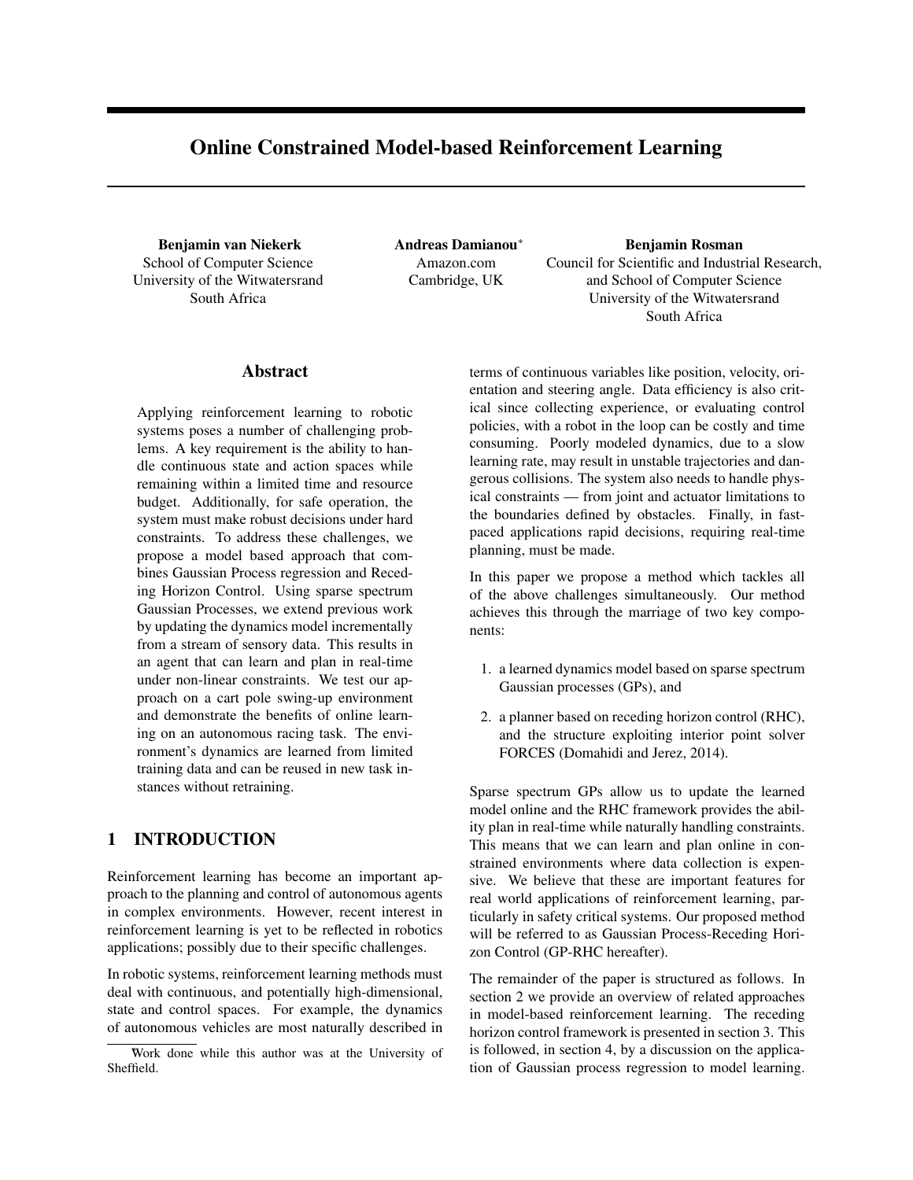# Online Constrained Model-based Reinforcement Learning

**Benjamin van Niekerk**
School of Computer Science
University of the Witwatersrand
South Africa

**Andreas Damianou***
Amazon.com
Cambridge, UK

**Benjamin Rosman**
Council for Scientific and Industrial Research,
and School of Computer Science
University of the Witwatersrand
South Africa

## Abstract

Applying reinforcement learning to robotic systems poses a number of challenging problems. A key requirement is the ability to handle continuous state and action spaces while remaining within a limited time and resource budget. Additionally, for safe operation, the system must make robust decisions under hard constraints. To address these challenges, we propose a model based approach that combines Gaussian Process regression and Receding Horizon Control. Using sparse spectrum Gaussian Processes, we extend previous work by updating the dynamics model incrementally from a stream of sensory data. This results in an agent that can learn and plan in real-time under non-linear constraints. We test our approach on a cart pole swing-up environment and demonstrate the benefits of online learning on an autonomous racing task. The environment's dynamics are learned from limited training data and can be reused in new task instances without retraining.

## 1 INTRODUCTION

Reinforcement learning has become an important approach to the planning and control of autonomous agents in complex environments. However, recent interest in reinforcement learning is yet to be reflected in robotics applications; possibly due to their specific challenges.

In robotic systems, reinforcement learning methods must deal with continuous, and potentially high-dimensional, state and control spaces. For example, the dynamics of autonomous vehicles are most naturally described in terms of continuous variables like position, velocity, orientation and steering angle. Data efficiency is also critical since collecting experience, or evaluating control policies, with a robot in the loop can be costly and time consuming. Poorly modeled dynamics, due to a slow learning rate, may result in unstable trajectories and dangerous collisions. The system also needs to handle physical constraints — from joint and actuator limitations to the boundaries defined by obstacles. Finally, in fast-paced applications rapid decisions, requiring real-time planning, must be made.

In this paper we propose a method which tackles all of the above challenges simultaneously. Our method achieves this through the marriage of two key components:

1. a learned dynamics model based on sparse spectrum Gaussian processes (GPs), and
2. a planner based on receding horizon control (RHC), and the structure exploiting interior point solver FORCES (Domahidi and Jerez, 2014).

Sparse spectrum GPs allow us to update the learned model online and the RHC framework provides the ability plan in real-time while naturally handling constraints. This means that we can learn and plan online in constrained environments where data collection is expensive. We believe that these are important features for real world applications of reinforcement learning, particularly in safety critical systems. Our proposed method will be referred to as Gaussian Process-Receding Horizon Control (GP-RHC hereafter).

The remainder of the paper is structured as follows. In section 2 we provide an overview of related approaches in model-based reinforcement learning. The receding horizon control framework is presented in section 3. This is followed, in section 4, by a discussion on the application of Gaussian process regression to model learning.

*Work done while this author was at the University of Sheffield.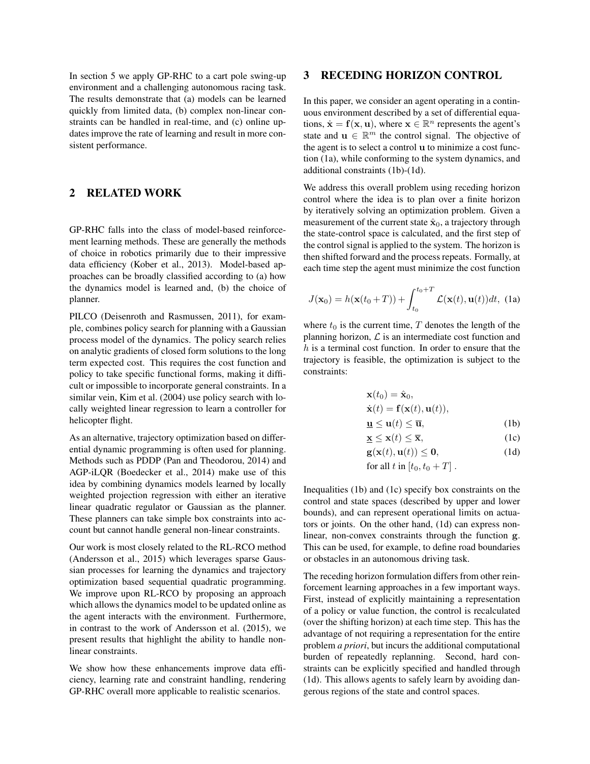In section 5 we apply GP-RHC to a cart pole swing-up environment and a challenging autonomous racing task. The results demonstrate that (a) models can be learned quickly from limited data, (b) complex non-linear constraints can be handled in real-time, and (c) online updates improve the rate of learning and result in more consistent performance.

## 2 RELATED WORK

GP-RHC falls into the class of model-based reinforcement learning methods. These are generally the methods of choice in robotics primarily due to their impressive data efficiency (Kober et al., 2013). Model-based approaches can be broadly classified according to (a) how the dynamics model is learned and, (b) the choice of planner.

PILCO (Deisenroth and Rasmussen, 2011), for example, combines policy search for planning with a Gaussian process model of the dynamics. The policy search relies on analytic gradients of closed form solutions to the long term expected cost. This requires the cost function and policy to take specific functional forms, making it difficult or impossible to incorporate general constraints. In a similar vein, Kim et al. (2004) use policy search with locally weighted linear regression to learn a controller for helicopter flight.

As an alternative, trajectory optimization based on differential dynamic programming is often used for planning. Methods such as PDDP (Pan and Theodorou, 2014) and AGP-iLQR (Boedecker et al., 2014) make use of this idea by combining dynamics models learned by locally weighted projection regression with either an iterative linear quadratic regulator or Gaussian as the planner. These planners can take simple box constraints into account but cannot handle general non-linear constraints.

Our work is most closely related to the RL-RCO method (Andersson et al., 2015) which leverages sparse Gaussian processes for learning the dynamics and trajectory optimization based sequential quadratic programming. We improve upon RL-RCO by proposing an approach which allows the dynamics model to be updated online as the agent interacts with the environment. Furthermore, in contrast to the work of Andersson et al. (2015), we present results that highlight the ability to handle nonlinear constraints.

We show how these enhancements improve data efficiency, learning rate and constraint handling, rendering GP-RHC overall more applicable to realistic scenarios.

## 3 RECEDING HORIZON CONTROL

In this paper, we consider an agent operating in a continuous environment described by a set of differential equations, $\dot{\mathbf{x}} = \mathbf{f}(\mathbf{x}, \mathbf{u})$, where $\mathbf{x} \in \mathbb{R}^n$ represents the agent's state and $\mathbf{u} \in \mathbb{R}^m$ the control signal. The objective of the agent is to select a control $\mathbf{u}$ to minimize a cost function (1a), while conforming to the system dynamics, and additional constraints (1b)-(1d).

We address this overall problem using receding horizon control where the idea is to plan over a finite horizon by iteratively solving an optimization problem. Given a measurement of the current state $\hat{\mathbf{x}}_0$, a trajectory through the state-control space is calculated, and the first step of the control signal is applied to the system. The horizon is then shifted forward and the process repeats. Formally, at each time step the agent must minimize the cost function

$$J(\mathbf{x}_0) = h(\mathbf{x}(t_0 + T)) + \int_{t_0}^{t_0+T} \mathcal{L}(\mathbf{x}(t), \mathbf{u}(t))dt, \quad \text{(1a)}$$

where $t_0$ is the current time, $T$ denotes the length of the planning horizon, $\mathcal{L}$ is an intermediate cost function and $h$ is a terminal cost function. In order to ensure that the trajectory is feasible, the optimization is subject to the constraints:

$$\begin{aligned}
&\mathbf{x}(t_0) = \hat{\mathbf{x}}_0, \\
&\dot{\mathbf{x}}(t) = \mathbf{f}(\mathbf{x}(t), \mathbf{u}(t)), \\
&\underline{\mathbf{u}} \leq \mathbf{u}(t) \leq \overline{\mathbf{u}}, && \text{(1b)} \\
&\underline{\mathbf{x}} \leq \mathbf{x}(t) \leq \overline{\mathbf{x}}, && \text{(1c)} \\
&\mathbf{g}(\mathbf{x}(t), \mathbf{u}(t)) \leq \mathbf{0}, && \text{(1d)} \\
&\text{for all } t \text{ in } [t_0, t_0 + T] \,.
\end{aligned}$$

Inequalities (1b) and (1c) specify box constraints on the control and state spaces (described by upper and lower bounds), and can represent operational limits on actuators or joints. On the other hand, (1d) can express nonlinear, non-convex constraints through the function $\mathbf{g}$. This can be used, for example, to define road boundaries or obstacles in an autonomous driving task.

The receding horizon formulation differs from other reinforcement learning approaches in a few important ways. First, instead of explicitly maintaining a representation of a policy or value function, the control is recalculated (over the shifting horizon) at each time step. This has the advantage of not requiring a representation for the entire problem *a priori*, but incurs the additional computational burden of repeatedly replanning. Second, hard constraints can be explicitly specified and handled through (1d). This allows agents to safely learn by avoiding dangerous regions of the state and control spaces.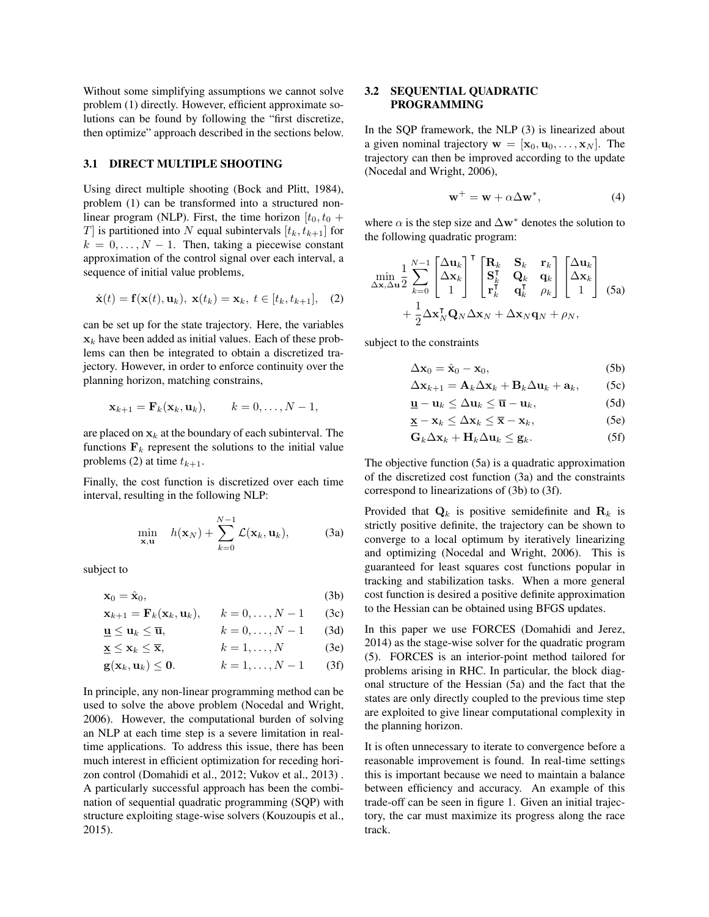Without some simplifying assumptions we cannot solve problem (1) directly. However, efficient approximate solutions can be found by following the "first discretize, then optimize" approach described in the sections below.

### 3.1 DIRECT MULTIPLE SHOOTING

Using direct multiple shooting (Bock and Plitt, 1984), problem (1) can be transformed into a structured nonlinear program (NLP). First, the time horizon $[t_0, t_0 + T]$ is partitioned into $N$ equal subintervals $[t_k, t_{k+1}]$ for $k = 0, \ldots, N-1$. Then, taking a piecewise constant approximation of the control signal over each interval, a sequence of initial value problems,

$$\dot{\mathbf{x}}(t) = \mathbf{f}(\mathbf{x}(t), \mathbf{u}_k),\ \mathbf{x}(t_k) = \mathbf{x}_k,\ t \in [t_k, t_{k+1}], \quad (2)$$

can be set up for the state trajectory. Here, the variables $\mathbf{x}_k$ have been added as initial values. Each of these problems can then be integrated to obtain a discretized trajectory. However, in order to enforce continuity over the planning horizon, matching constrains,

$$\mathbf{x}_{k+1} = \mathbf{F}_k(\mathbf{x}_k, \mathbf{u}_k), \qquad k = 0, \ldots, N-1,$$

are placed on $\mathbf{x}_k$ at the boundary of each subinterval. The functions $\mathbf{F}_k$ represent the solutions to the initial value problems (2) at time $t_{k+1}$.

Finally, the cost function is discretized over each time interval, resulting in the following NLP:

$$\min_{\mathbf{x},\mathbf{u}} \quad h(\mathbf{x}_N) + \sum_{k=0}^{N-1} \mathcal{L}(\mathbf{x}_k, \mathbf{u}_k), \quad (3a)$$

subject to

$$\begin{aligned}
&\mathbf{x}_0 = \hat{\mathbf{x}}_0, && && (3b)\\
&\mathbf{x}_{k+1} = \mathbf{F}_k(\mathbf{x}_k, \mathbf{u}_k), && k = 0, \ldots, N-1 && (3c)\\
&\underline{\mathbf{u}} \le \mathbf{u}_k \le \overline{\mathbf{u}}, && k = 0, \ldots, N-1 && (3d)\\
&\underline{\mathbf{x}} \le \mathbf{x}_k \le \overline{\mathbf{x}}, && k = 1, \ldots, N && (3e)\\
&\mathbf{g}(\mathbf{x}_k, \mathbf{u}_k) \le \mathbf{0}. && k = 1, \ldots, N-1 && (3f)
\end{aligned}$$

In principle, any non-linear programming method can be used to solve the above problem (Nocedal and Wright, 2006). However, the computational burden of solving an NLP at each time step is a severe limitation in real-time applications. To address this issue, there has been much interest in efficient optimization for receding horizon control (Domahidi et al., 2012; Vukov et al., 2013) . A particularly successful approach has been the combination of sequential quadratic programming (SQP) with structure exploiting stage-wise solvers (Kouzoupis et al., 2015).

### 3.2 SEQUENTIAL QUADRATIC PROGRAMMING

In the SQP framework, the NLP (3) is linearized about a given nominal trajectory $\mathbf{w} = [\mathbf{x}_0, \mathbf{u}_0, \ldots, \mathbf{x}_N]$. The trajectory can then be improved according to the update (Nocedal and Wright, 2006),

$$\mathbf{w}^+ = \mathbf{w} + \alpha \Delta \mathbf{w}^*, \quad (4)$$

where $\alpha$ is the step size and $\Delta \mathbf{w}^*$ denotes the solution to the following quadratic program:

$$\min_{\Delta\mathbf{x},\Delta\mathbf{u}} \frac{1}{2} \sum_{k=0}^{N-1} \begin{bmatrix} \Delta\mathbf{u}_k \\ \Delta\mathbf{x}_k \\ 1 \end{bmatrix}^\intercal \begin{bmatrix} \mathbf{R}_k & \mathbf{S}_k & \mathbf{r}_k \\ \mathbf{S}_k^\intercal & \mathbf{Q}_k & \mathbf{q}_k \\ \mathbf{r}_k^\intercal & \mathbf{q}_k^\intercal & \rho_k \end{bmatrix} \begin{bmatrix} \Delta\mathbf{u}_k \\ \Delta\mathbf{x}_k \\ 1 \end{bmatrix} + \frac{1}{2}\Delta\mathbf{x}_N^\intercal \mathbf{Q}_N \Delta\mathbf{x}_N + \Delta\mathbf{x}_N \mathbf{q}_N + \rho_N, \quad (5a)$$

subject to the constraints

$$\begin{aligned}
&\Delta\mathbf{x}_0 = \hat{\mathbf{x}}_0 - \mathbf{x}_0, && (5b)\\
&\Delta\mathbf{x}_{k+1} = \mathbf{A}_k \Delta\mathbf{x}_k + \mathbf{B}_k \Delta\mathbf{u}_k + \mathbf{a}_k, && (5c)\\
&\underline{\mathbf{u}} - \mathbf{u}_k \le \Delta\mathbf{u}_k \le \overline{\mathbf{u}} - \mathbf{u}_k, && (5d)\\
&\underline{\mathbf{x}} - \mathbf{x}_k \le \Delta\mathbf{x}_k \le \overline{\mathbf{x}} - \mathbf{x}_k, && (5e)\\
&\mathbf{G}_k \Delta\mathbf{x}_k + \mathbf{H}_k \Delta\mathbf{u}_k \le \mathbf{g}_k. && (5f)
\end{aligned}$$

The objective function (5a) is a quadratic approximation of the discretized cost function (3a) and the constraints correspond to linearizations of (3b) to (3f).

Provided that $\mathbf{Q}_k$ is positive semidefinite and $\mathbf{R}_k$ is strictly positive definite, the trajectory can be shown to converge to a local optimum by iteratively linearizing and optimizing (Nocedal and Wright, 2006). This is guaranteed for least squares cost functions popular in tracking and stabilization tasks. When a more general cost function is desired a positive definite approximation to the Hessian can be obtained using BFGS updates.

In this paper we use FORCES (Domahidi and Jerez, 2014) as the stage-wise solver for the quadratic program (5). FORCES is an interior-point method tailored for problems arising in RHC. In particular, the block diagonal structure of the Hessian (5a) and the fact that the states are only directly coupled to the previous time step are exploited to give linear computational complexity in the planning horizon.

It is often unnecessary to iterate to convergence before a reasonable improvement is found. In real-time settings this is important because we need to maintain a balance between efficiency and accuracy. An example of this trade-off can be seen in figure 1. Given an initial trajectory, the car must maximize its progress along the race track.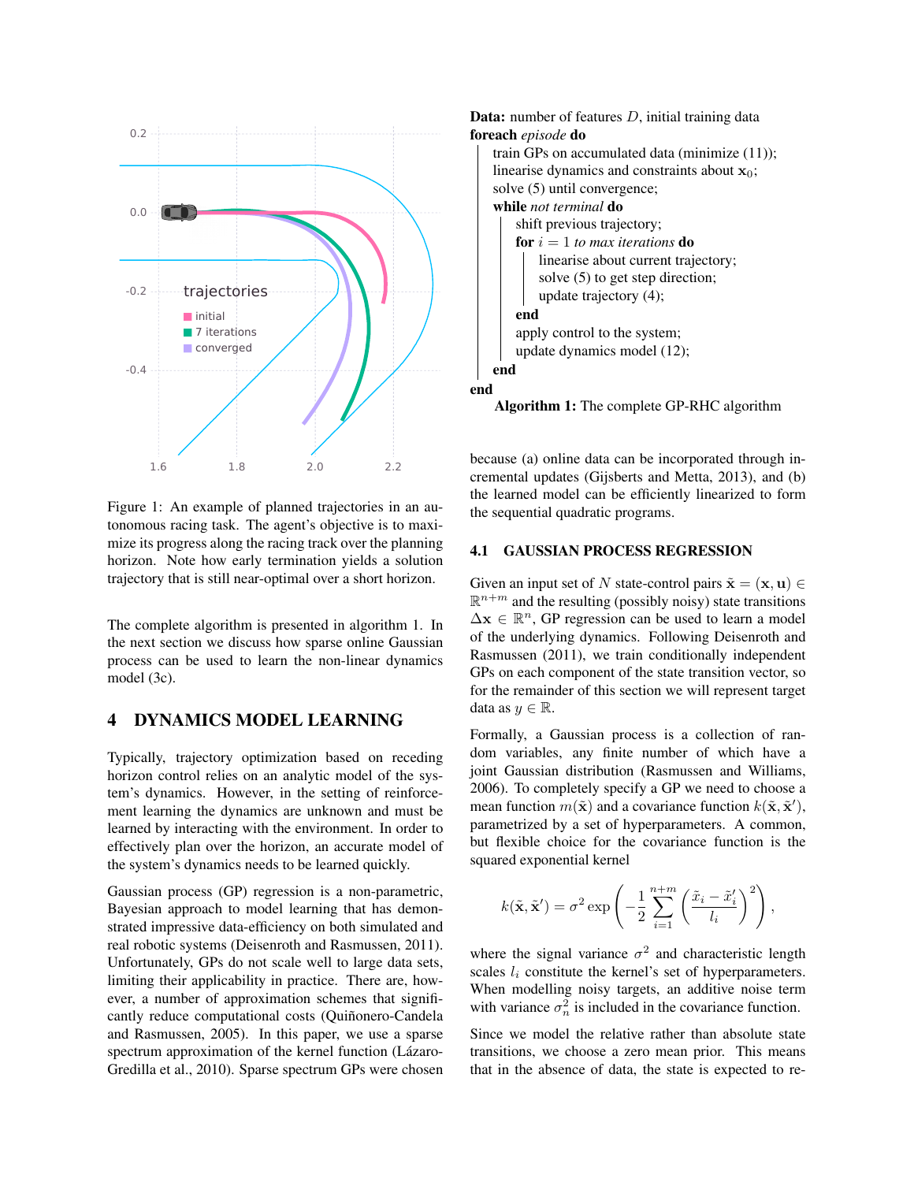Figure 1: An example of planned trajectories in an autonomous racing task. The agent's objective is to maximize its progress along the racing track over the planning horizon. Note how early termination yields a solution trajectory that is still near-optimal over a short horizon.

The complete algorithm is presented in algorithm 1. In the next section we discuss how sparse online Gaussian process can be used to learn the non-linear dynamics model (3c).

```
Data: number of features D, initial training data
foreach episode do
    train GPs on accumulated data (minimize (11));
    linearise dynamics and constraints about x_0;
    solve (5) until convergence;
    while not terminal do
        shift previous trajectory;
        for i = 1 to max iterations do
            linearise about current trajectory;
            solve (5) to get step direction;
            update trajectory (4);
        end
        apply control to the system;
        update dynamics model (12);
    end
end
```

**Algorithm 1:** The complete GP-RHC algorithm

## 4 DYNAMICS MODEL LEARNING

Typically, trajectory optimization based on receding horizon control relies on an analytic model of the system's dynamics. However, in the setting of reinforcement learning the dynamics are unknown and must be learned by interacting with the environment. In order to effectively plan over the horizon, an accurate model of the system's dynamics needs to be learned quickly.

Gaussian process (GP) regression is a non-parametric, Bayesian approach to model learning that has demonstrated impressive data-efficiency on both simulated and real robotic systems (Deisenroth and Rasmussen, 2011). Unfortunately, GPs do not scale well to large data sets, limiting their applicability in practice. There are, however, a number of approximation schemes that significantly reduce computational costs (Quiñonero-Candela and Rasmussen, 2005). In this paper, we use a sparse spectrum approximation of the kernel function (Lázaro-Gredilla et al., 2010). Sparse spectrum GPs were chosen because (a) online data can be incorporated through incremental updates (Gijsberts and Metta, 2013), and (b) the learned model can be efficiently linearized to form the sequential quadratic programs.

### 4.1 GAUSSIAN PROCESS REGRESSION

Given an input set of $N$ state-control pairs $\tilde{\mathbf{x}} = (\mathbf{x}, \mathbf{u}) \in \mathbb{R}^{n+m}$ and the resulting (possibly noisy) state transitions $\Delta\mathbf{x} \in \mathbb{R}^n$, GP regression can be used to learn a model of the underlying dynamics. Following Deisenroth and Rasmussen (2011), we train conditionally independent GPs on each component of the state transition vector, so for the remainder of this section we will represent target data as $y \in \mathbb{R}$.

Formally, a Gaussian process is a collection of random variables, any finite number of which have a joint Gaussian distribution (Rasmussen and Williams, 2006). To completely specify a GP we need to choose a mean function $m(\tilde{\mathbf{x}})$ and a covariance function $k(\tilde{\mathbf{x}}, \tilde{\mathbf{x}}')$, parametrized by a set of hyperparameters. A common, but flexible choice for the covariance function is the squared exponential kernel

$$k(\tilde{\mathbf{x}}, \tilde{\mathbf{x}}') = \sigma^2 \exp\left(-\frac{1}{2}\sum_{i=1}^{n+m}\left(\frac{\tilde{x}_i - \tilde{x}_i'}{l_i}\right)^2\right),$$

where the signal variance $\sigma^2$ and characteristic length scales $l_i$ constitute the kernel's set of hyperparameters. When modelling noisy targets, an additive noise term with variance $\sigma_n^2$ is included in the covariance function.

Since we model the relative rather than absolute state transitions, we choose a zero mean prior. This means that in the absence of data, the state is expected to re-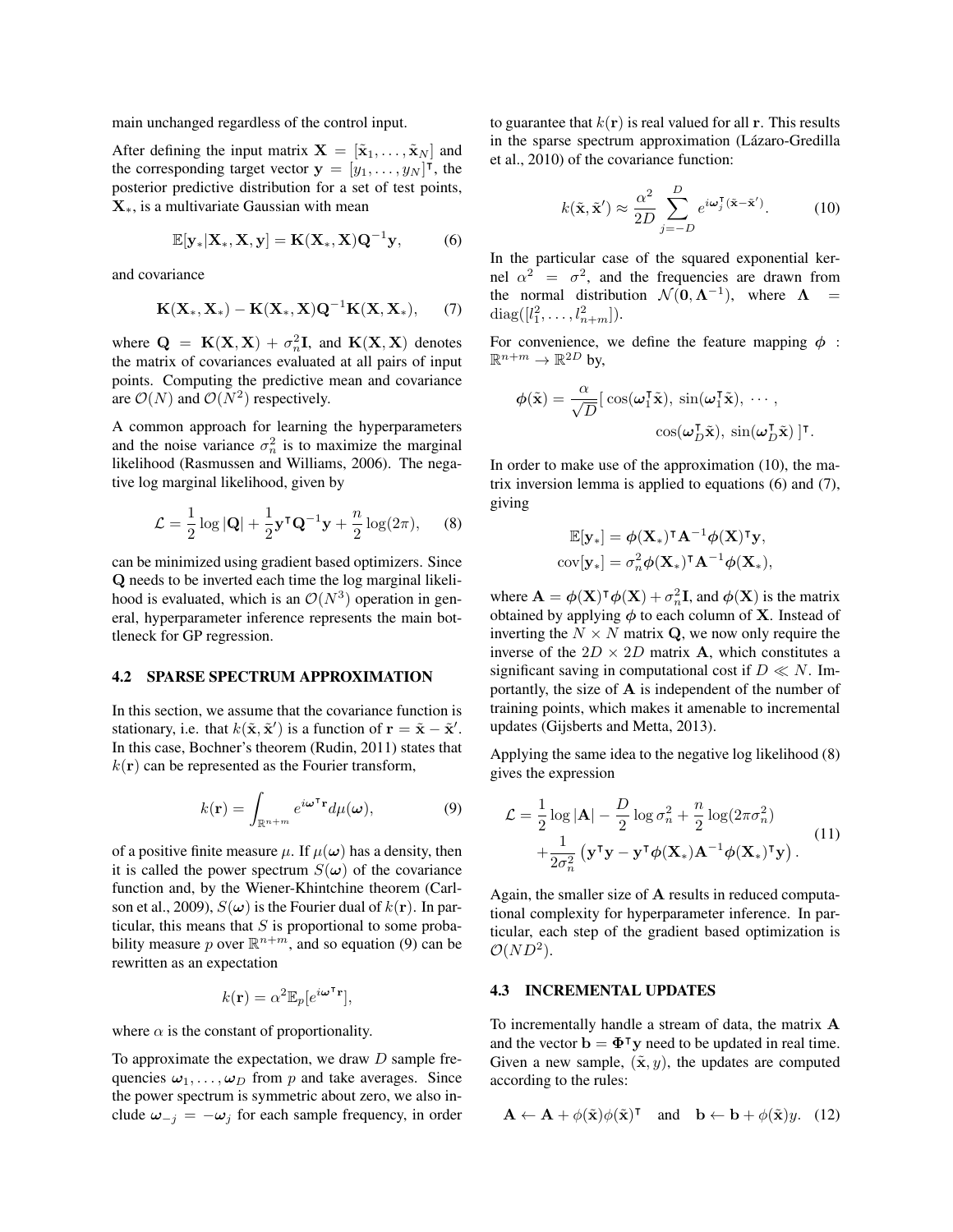main unchanged regardless of the control input.

After defining the input matrix $\mathbf{X} = [\tilde{\mathbf{x}}_1, \ldots, \tilde{\mathbf{x}}_N]$ and the corresponding target vector $\mathbf{y} = [y_1, \ldots, y_N]^\intercal$, the posterior predictive distribution for a set of test points, $\mathbf{X}_*$, is a multivariate Gaussian with mean

$$\mathbb{E}[\mathbf{y}_*|\mathbf{X}_*, \mathbf{X}, \mathbf{y}] = \mathbf{K}(\mathbf{X}_*, \mathbf{X})\mathbf{Q}^{-1}\mathbf{y}, \tag{6}$$

and covariance

$$\mathbf{K}(\mathbf{X}_*, \mathbf{X}_*) - \mathbf{K}(\mathbf{X}_*, \mathbf{X})\mathbf{Q}^{-1}\mathbf{K}(\mathbf{X}, \mathbf{X}_*), \tag{7}$$

where $\mathbf{Q} = \mathbf{K}(\mathbf{X}, \mathbf{X}) + \sigma_n^2\mathbf{I}$, and $\mathbf{K}(\mathbf{X}, \mathbf{X})$ denotes the matrix of covariances evaluated at all pairs of input points. Computing the predictive mean and covariance are $\mathcal{O}(N)$ and $\mathcal{O}(N^2)$ respectively.

A common approach for learning the hyperparameters and the noise variance $\sigma_n^2$ is to maximize the marginal likelihood (Rasmussen and Williams, 2006). The negative log marginal likelihood, given by

$$\mathcal{L} = \frac{1}{2}\log|\mathbf{Q}| + \frac{1}{2}\mathbf{y}^\intercal\mathbf{Q}^{-1}\mathbf{y} + \frac{n}{2}\log(2\pi), \tag{8}$$

can be minimized using gradient based optimizers. Since $\mathbf{Q}$ needs to be inverted each time the log marginal likelihood is evaluated, which is an $\mathcal{O}(N^3)$ operation in general, hyperparameter inference represents the main bottleneck for GP regression.

### 4.2 SPARSE SPECTRUM APPROXIMATION

In this section, we assume that the covariance function is stationary, i.e. that $k(\tilde{\mathbf{x}}, \tilde{\mathbf{x}}')$ is a function of $\mathbf{r} = \tilde{\mathbf{x}} - \tilde{\mathbf{x}}'$. In this case, Bochner's theorem (Rudin, 2011) states that $k(\mathbf{r})$ can be represented as the Fourier transform,

$$k(\mathbf{r}) = \int_{\mathbb{R}^{n+m}} e^{i\boldsymbol{\omega}^\intercal\mathbf{r}} d\mu(\boldsymbol{\omega}), \tag{9}$$

of a positive finite measure $\mu$. If $\mu(\boldsymbol{\omega})$ has a density, then it is called the power spectrum $S(\boldsymbol{\omega})$ of the covariance function and, by the Wiener-Khintchine theorem (Carlson et al., 2009), $S(\boldsymbol{\omega})$ is the Fourier dual of $k(\mathbf{r})$. In particular, this means that $S$ is proportional to some probability measure $p$ over $\mathbb{R}^{n+m}$, and so equation (9) can be rewritten as an expectation

$$k(\mathbf{r}) = \alpha^2\mathbb{E}_p[e^{i\boldsymbol{\omega}^\intercal\mathbf{r}}],$$

where $\alpha$ is the constant of proportionality.

To approximate the expectation, we draw $D$ sample frequencies $\boldsymbol{\omega}_1, \ldots, \boldsymbol{\omega}_D$ from $p$ and take averages. Since the power spectrum is symmetric about zero, we also include $\boldsymbol{\omega}_{-j} = -\boldsymbol{\omega}_j$ for each sample frequency, in order to guarantee that $k(\mathbf{r})$ is real valued for all $\mathbf{r}$. This results in the sparse spectrum approximation (Lázaro-Gredilla et al., 2010) of the covariance function:

$$k(\tilde{\mathbf{x}}, \tilde{\mathbf{x}}') \approx \frac{\alpha^2}{2D}\sum_{j=-D}^{D} e^{i\boldsymbol{\omega}_j^\intercal(\tilde{\mathbf{x}} - \tilde{\mathbf{x}}')}. \tag{10}$$

In the particular case of the squared exponential kernel $\alpha^2 = \sigma^2$, and the frequencies are drawn from the normal distribution $\mathcal{N}(\mathbf{0}, \boldsymbol{\Lambda}^{-1})$, where $\boldsymbol{\Lambda} = \mathrm{diag}([l_1^2, \ldots, l_{n+m}^2])$.

For convenience, we define the feature mapping $\boldsymbol{\phi} : \mathbb{R}^{n+m} \rightarrow \mathbb{R}^{2D}$ by,

$$\boldsymbol{\phi}(\tilde{\mathbf{x}}) = \frac{\alpha}{\sqrt{D}}[\,\cos(\boldsymbol{\omega}_1^\intercal\tilde{\mathbf{x}}),\ \sin(\boldsymbol{\omega}_1^\intercal\tilde{\mathbf{x}}),\ \cdots,\ \cos(\boldsymbol{\omega}_D^\intercal\tilde{\mathbf{x}}),\ \sin(\boldsymbol{\omega}_D^\intercal\tilde{\mathbf{x}})\,]^\intercal.$$

In order to make use of the approximation (10), the matrix inversion lemma is applied to equations (6) and (7), giving

$$\mathbb{E}[\mathbf{y}_*] = \boldsymbol{\phi}(\mathbf{X}_*)^\intercal\mathbf{A}^{-1}\boldsymbol{\phi}(\mathbf{X})^\intercal\mathbf{y},$$
$$\mathrm{cov}[\mathbf{y}_*] = \sigma_n^2\boldsymbol{\phi}(\mathbf{X}_*)^\intercal\mathbf{A}^{-1}\boldsymbol{\phi}(\mathbf{X}_*),$$

where $\mathbf{A} = \boldsymbol{\phi}(\mathbf{X})^\intercal\boldsymbol{\phi}(\mathbf{X}) + \sigma_n^2\mathbf{I}$, and $\boldsymbol{\phi}(\mathbf{X})$ is the matrix obtained by applying $\boldsymbol{\phi}$ to each column of $\mathbf{X}$. Instead of inverting the $N \times N$ matrix $\mathbf{Q}$, we now only require the inverse of the $2D \times 2D$ matrix $\mathbf{A}$, which constitutes a significant saving in computational cost if $D \ll N$. Importantly, the size of $\mathbf{A}$ is independent of the number of training points, which makes it amenable to incremental updates (Gijsberts and Metta, 2013).

Applying the same idea to the negative log likelihood (8) gives the expression

$$\mathcal{L} = \frac{1}{2}\log|\mathbf{A}| - \frac{D}{2}\log\sigma_n^2 + \frac{n}{2}\log(2\pi\sigma_n^2) + \frac{1}{2\sigma_n^2}\left(\mathbf{y}^\intercal\mathbf{y} - \mathbf{y}^\intercal\boldsymbol{\phi}(\mathbf{X}_*)\mathbf{A}^{-1}\boldsymbol{\phi}(\mathbf{X}_*)^\intercal\mathbf{y}\right). \tag{11}$$

Again, the smaller size of $\mathbf{A}$ results in reduced computational complexity for hyperparameter inference. In particular, each step of the gradient based optimization is $\mathcal{O}(ND^2)$.

### 4.3 INCREMENTAL UPDATES

To incrementally handle a stream of data, the matrix $\mathbf{A}$ and the vector $\mathbf{b} = \boldsymbol{\Phi}^\intercal\mathbf{y}$ need to be updated in real time. Given a new sample, $(\tilde{\mathbf{x}}, y)$, the updates are computed according to the rules:

$$\mathbf{A} \leftarrow \mathbf{A} + \phi(\tilde{\mathbf{x}})\phi(\tilde{\mathbf{x}})^\intercal \quad \text{and} \quad \mathbf{b} \leftarrow \mathbf{b} + \phi(\tilde{\mathbf{x}})y. \tag{12}$$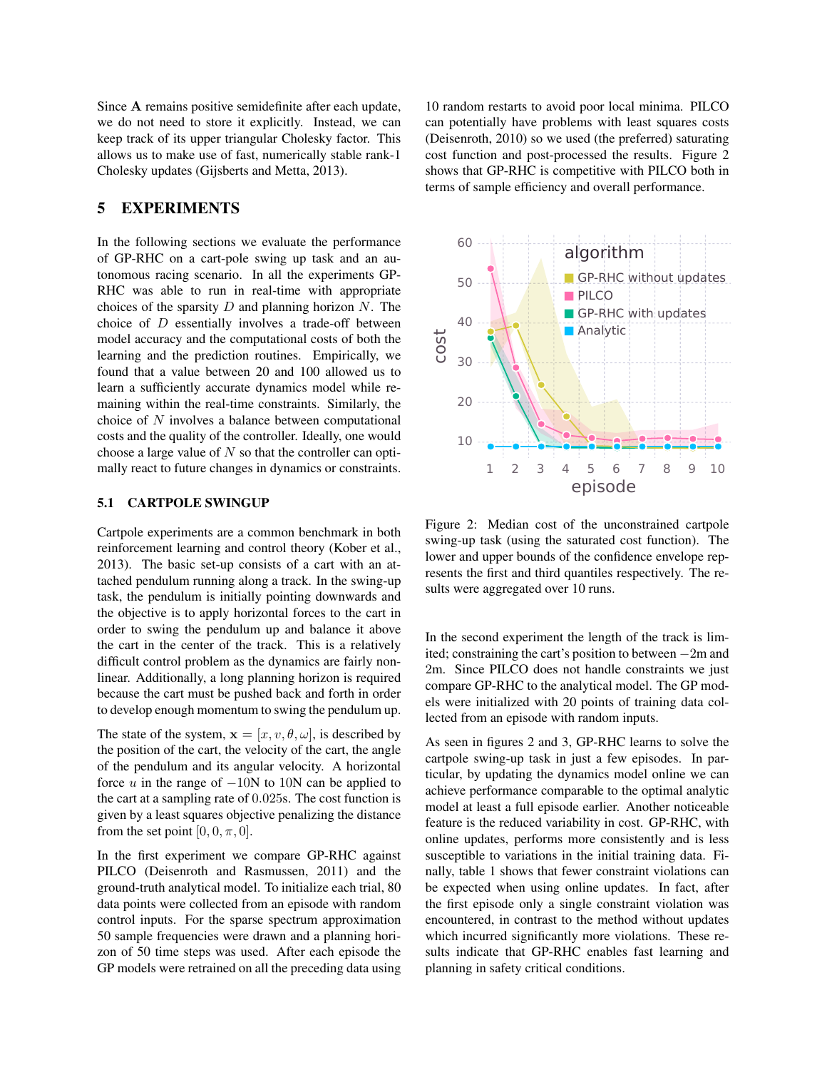Since $\mathbf{A}$ remains positive semidefinite after each update, we do not need to store it explicitly. Instead, we can keep track of its upper triangular Cholesky factor. This allows us to make use of fast, numerically stable rank-1 Cholesky updates (Gijsberts and Metta, 2013).

## 5 EXPERIMENTS

In the following sections we evaluate the performance of GP-RHC on a cart-pole swing up task and an autonomous racing scenario. In all the experiments GP-RHC was able to run in real-time with appropriate choices of the sparsity $D$ and planning horizon $N$. The choice of $D$ essentially involves a trade-off between model accuracy and the computational costs of both the learning and the prediction routines. Empirically, we found that a value between 20 and 100 allowed us to learn a sufficiently accurate dynamics model while remaining within the real-time constraints. Similarly, the choice of $N$ involves a balance between computational costs and the quality of the controller. Ideally, one would choose a large value of $N$ so that the controller can optimally react to future changes in dynamics or constraints.

### 5.1 CARTPOLE SWINGUP

Cartpole experiments are a common benchmark in both reinforcement learning and control theory (Kober et al., 2013). The basic set-up consists of a cart with an attached pendulum running along a track. In the swing-up task, the pendulum is initially pointing downwards and the objective is to apply horizontal forces to the cart in order to swing the pendulum up and balance it above the cart in the center of the track. This is a relatively difficult control problem as the dynamics are fairly nonlinear. Additionally, a long planning horizon is required because the cart must be pushed back and forth in order to develop enough momentum to swing the pendulum up.

The state of the system, $\mathbf{x} = [x, v, \theta, \omega]$, is described by the position of the cart, the velocity of the cart, the angle of the pendulum and its angular velocity. A horizontal force $u$ in the range of $-10$N to 10N can be applied to the cart at a sampling rate of $0.025$s. The cost function is given by a least squares objective penalizing the distance from the set point $[0, 0, \pi, 0]$.

In the first experiment we compare GP-RHC against PILCO (Deisenroth and Rasmussen, 2011) and the ground-truth analytical model. To initialize each trial, 80 data points were collected from an episode with random control inputs. For the sparse spectrum approximation 50 sample frequencies were drawn and a planning horizon of 50 time steps was used. After each episode the GP models were retrained on all the preceding data using 10 random restarts to avoid poor local minima. PILCO can potentially have problems with least squares costs (Deisenroth, 2010) so we used (the preferred) saturating cost function and post-processed the results. Figure 2 shows that GP-RHC is competitive with PILCO both in terms of sample efficiency and overall performance.

Figure 2: Median cost of the unconstrained cartpole swing-up task (using the saturated cost function). The lower and upper bounds of the confidence envelope represents the first and third quantiles respectively. The results were aggregated over 10 runs.

In the second experiment the length of the track is limited; constraining the cart's position to between $-2$m and 2m. Since PILCO does not handle constraints we just compare GP-RHC to the analytical model. The GP models were initialized with 20 points of training data collected from an episode with random inputs.

As seen in figures 2 and 3, GP-RHC learns to solve the cartpole swing-up task in just a few episodes. In particular, by updating the dynamics model online we can achieve performance comparable to the optimal analytic model at least a full episode earlier. Another noticeable feature is the reduced variability in cost. GP-RHC, with online updates, performs more consistently and is less susceptible to variations in the initial training data. Finally, table 1 shows that fewer constraint violations can be expected when using online updates. In fact, after the first episode only a single constraint violation was encountered, in contrast to the method without updates which incurred significantly more violations. These results indicate that GP-RHC enables fast learning and planning in safety critical conditions.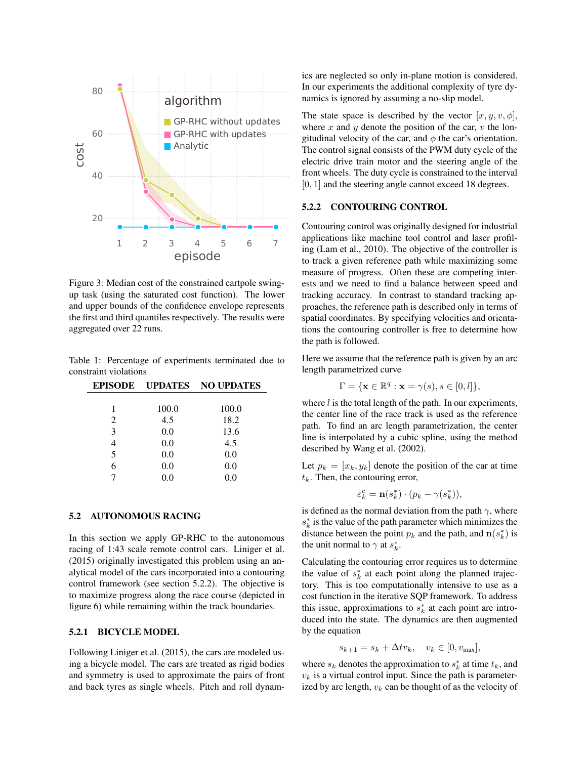Figure 3: Median cost of the constrained cartpole swing-up task (using the saturated cost function). The lower and upper bounds of the confidence envelope represents the first and third quantiles respectively. The results were aggregated over 22 runs.

Table 1: Percentage of experiments terminated due to constraint violations

| EPISODE | UPDATES | NO UPDATES |
|---|---|---|
| 1 | 100.0 | 100.0 |
| 2 | 4.5 | 18.2 |
| 3 | 0.0 | 13.6 |
| 4 | 0.0 | 4.5 |
| 5 | 0.0 | 0.0 |
| 6 | 0.0 | 0.0 |
| 7 | 0.0 | 0.0 |

## 5.2 AUTONOMOUS RACING

In this section we apply GP-RHC to the autonomous racing of 1:43 scale remote control cars. Liniger et al. (2015) originally investigated this problem using an analytical model of the cars incorporated into a contouring control framework (see section 5.2.2). The objective is to maximize progress along the race course (depicted in figure 6) while remaining within the track boundaries.

### 5.2.1 BICYCLE MODEL

Following Liniger et al. (2015), the cars are modeled using a bicycle model. The cars are treated as rigid bodies and symmetry is used to approximate the pairs of front and back tyres as single wheels. Pitch and roll dynamics are neglected so only in-plane motion is considered. In our experiments the additional complexity of tyre dynamics is ignored by assuming a no-slip model.

The state space is described by the vector $[x, y, v, \phi]$, where $x$ and $y$ denote the position of the car, $v$ the longitudinal velocity of the car, and $\phi$ the car's orientation. The control signal consists of the PWM duty cycle of the electric drive train motor and the steering angle of the front wheels. The duty cycle is constrained to the interval $[0, 1]$ and the steering angle cannot exceed 18 degrees.

### 5.2.2 CONTOURING CONTROL

Contouring control was originally designed for industrial applications like machine tool control and laser profiling (Lam et al., 2010). The objective of the controller is to track a given reference path while maximizing some measure of progress. Often these are competing interests and we need to find a balance between speed and tracking accuracy. In contrast to standard tracking approaches, the reference path is described only in terms of spatial coordinates. By specifying velocities and orientations the contouring controller is free to determine how the path is followed.

Here we assume that the reference path is given by an arc length parametrized curve

$$\Gamma = \{\mathbf{x} \in \mathbb{R}^q : \mathbf{x} = \gamma(s), s \in [0, l]\},$$

where $l$ is the total length of the path. In our experiments, the center line of the race track is used as the reference path. To find an arc length parametrization, the center line is interpolated by a cubic spline, using the method described by Wang et al. (2002).

Let $p_k = [x_k, y_k]$ denote the position of the car at time $t_k$. Then, the contouring error,

$$\varepsilon_k^c = \mathbf{n}(s_k^*) \cdot (p_k - \gamma(s_k^*)),$$

is defined as the normal deviation from the path $\gamma$, where $s_k^*$ is the value of the path parameter which minimizes the distance between the point $p_k$ and the path, and $\mathbf{n}(s_k^*)$ is the unit normal to $\gamma$ at $s_k^*$.

Calculating the contouring error requires us to determine the value of $s_k^*$ at each point along the planned trajectory. This is too computationally intensive to use as a cost function in the iterative SQP framework. To address this issue, approximations to $s_k^*$ at each point are introduced into the state. The dynamics are then augmented by the equation

$$s_{k+1} = s_k + \Delta t v_k, \quad v_k \in [0, v_{\max}],$$

where $s_k$ denotes the approximation to $s_k^*$ at time $t_k$, and $v_k$ is a virtual control input. Since the path is parameterized by arc length, $v_k$ can be thought of as the velocity of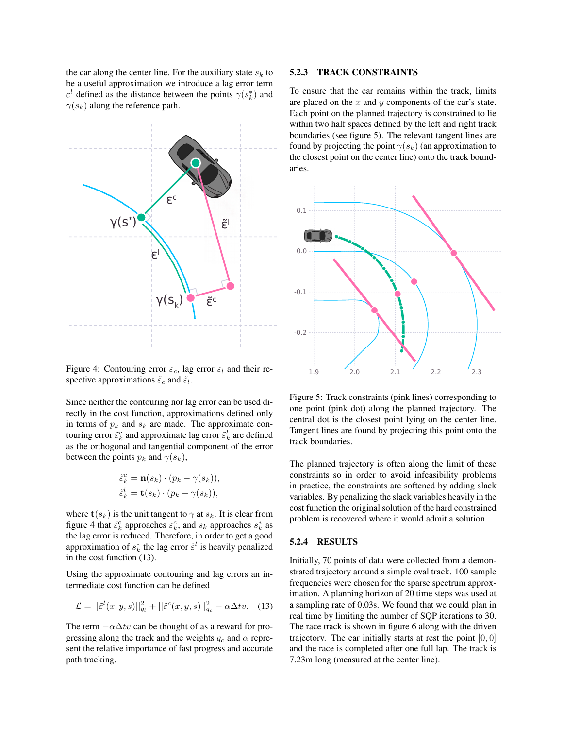the car along the center line. For the auxiliary state $s_k$ to be a useful approximation we introduce a lag error term $\varepsilon^l$ defined as the distance between the points $\gamma(s_k^*)$ and $\gamma(s_k)$ along the reference path.

Figure 4: Contouring error $\varepsilon_c$, lag error $\varepsilon_l$ and their respective approximations $\tilde{\varepsilon}_c$ and $\tilde{\varepsilon}_l$.

Since neither the contouring nor lag error can be used directly in the cost function, approximations defined only in terms of $p_k$ and $s_k$ are made. The approximate contouring error $\tilde{\varepsilon}_k^c$ and approximate lag error $\tilde{\varepsilon}_k^l$ are defined as the orthogonal and tangential component of the error between the points $p_k$ and $\gamma(s_k)$,

$$\tilde{\varepsilon}_k^c = \mathbf{n}(s_k) \cdot (p_k - \gamma(s_k)),$$
$$\tilde{\varepsilon}_k^l = \mathbf{t}(s_k) \cdot (p_k - \gamma(s_k)),$$

where $\mathbf{t}(s_k)$ is the unit tangent to $\gamma$ at $s_k$. It is clear from figure 4 that $\tilde{\varepsilon}_k^c$ approaches $\varepsilon_k^c$, and $s_k$ approaches $s_k^*$ as the lag error is reduced. Therefore, in order to get a good approximation of $s_k^*$ the lag error $\tilde{\varepsilon}^l$ is heavily penalized in the cost function (13).

Using the approximate contouring and lag errors an intermediate cost function can be defined

$$\mathcal{L} = ||\tilde{\varepsilon}^l(x, y, s)||_{q_l}^2 + ||\tilde{\varepsilon}^c(x, y, s)||_{q_c}^2 - \alpha \Delta t v. \quad (13)$$

The term $-\alpha \Delta t v$ can be thought of as a reward for progressing along the track and the weights $q_c$ and $\alpha$ represent the relative importance of fast progress and accurate path tracking.

### 5.2.3 TRACK CONSTRAINTS

To ensure that the car remains within the track, limits are placed on the $x$ and $y$ components of the car's state. Each point on the planned trajectory is constrained to lie within two half spaces defined by the left and right track boundaries (see figure 5). The relevant tangent lines are found by projecting the point $\gamma(s_k)$ (an approximation to the closest point on the center line) onto the track boundaries.

Figure 5: Track constraints (pink lines) corresponding to one point (pink dot) along the planned trajectory. The central dot is the closest point lying on the center line. Tangent lines are found by projecting this point onto the track boundaries.

The planned trajectory is often along the limit of these constraints so in order to avoid infeasibility problems in practice, the constraints are softened by adding slack variables. By penalizing the slack variables heavily in the cost function the original solution of the hard constrained problem is recovered where it would admit a solution.

### 5.2.4 RESULTS

Initially, 70 points of data were collected from a demonstrated trajectory around a simple oval track. 100 sample frequencies were chosen for the sparse spectrum approximation. A planning horizon of 20 time steps was used at a sampling rate of 0.03s. We found that we could plan in real time by limiting the number of SQP iterations to 30. The race track is shown in figure 6 along with the driven trajectory. The car initially starts at rest the point $[0, 0]$ and the race is completed after one full lap. The track is 7.23m long (measured at the center line).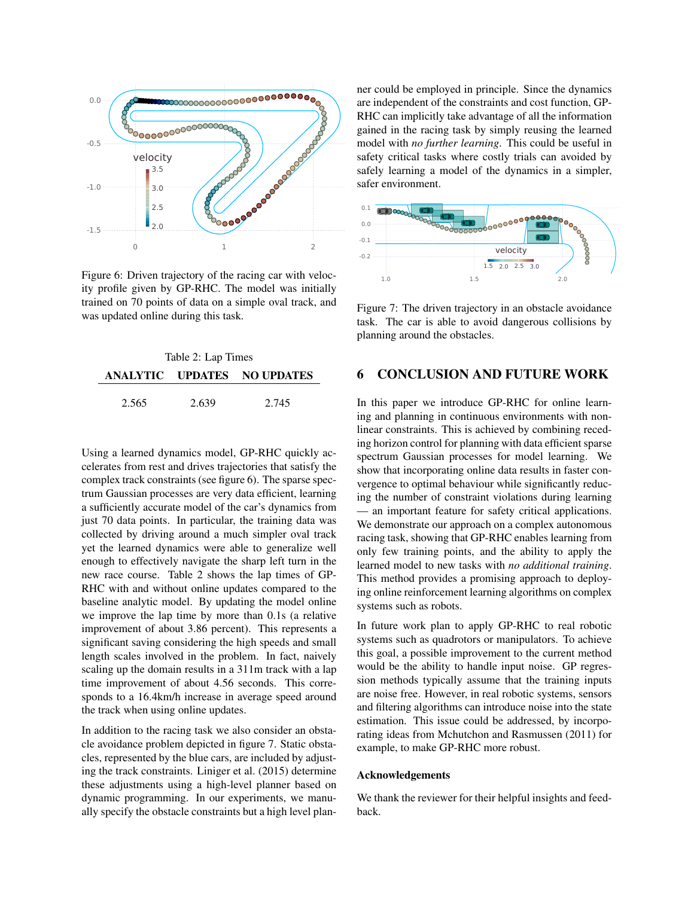Figure 6: Driven trajectory of the racing car with velocity profile given by GP-RHC. The model was initially trained on 70 points of data on a simple oval track, and was updated online during this task.

Table 2: Lap Times

| ANALYTIC | UPDATES | NO UPDATES |
|---|---|---|
| 2.565 | 2.639 | 2.745 |

Using a learned dynamics model, GP-RHC quickly accelerates from rest and drives trajectories that satisfy the complex track constraints (see figure 6). The sparse spectrum Gaussian processes are very data efficient, learning a sufficiently accurate model of the car's dynamics from just 70 data points. In particular, the training data was collected by driving around a much simpler oval track yet the learned dynamics were able to generalize well enough to effectively navigate the sharp left turn in the new race course. Table 2 shows the lap times of GP-RHC with and without online updates compared to the baseline analytic model. By updating the model online we improve the lap time by more than 0.1s (a relative improvement of about 3.86 percent). This represents a significant saving considering the high speeds and small length scales involved in the problem. In fact, naively scaling up the domain results in a 311m track with a lap time improvement of about 4.56 seconds. This corresponds to a 16.4km/h increase in average speed around the track when using online updates.

In addition to the racing task we also consider an obstacle avoidance problem depicted in figure 7. Static obstacles, represented by the blue cars, are included by adjusting the track constraints. Liniger et al. (2015) determine these adjustments using a high-level planner based on dynamic programming. In our experiments, we manually specify the obstacle constraints but a high level planner could be employed in principle. Since the dynamics are independent of the constraints and cost function, GP-RHC can implicitly take advantage of all the information gained in the racing task by simply reusing the learned model with *no further learning*. This could be useful in safety critical tasks where costly trials can avoided by safely learning a model of the dynamics in a simpler, safer environment.

Figure 7: The driven trajectory in an obstacle avoidance task. The car is able to avoid dangerous collisions by planning around the obstacles.

## 6 CONCLUSION AND FUTURE WORK

In this paper we introduce GP-RHC for online learning and planning in continuous environments with nonlinear constraints. This is achieved by combining receding horizon control for planning with data efficient sparse spectrum Gaussian processes for model learning. We show that incorporating online data results in faster convergence to optimal behaviour while significantly reducing the number of constraint violations during learning — an important feature for safety critical applications. We demonstrate our approach on a complex autonomous racing task, showing that GP-RHC enables learning from only few training points, and the ability to apply the learned model to new tasks with *no additional training*. This method provides a promising approach to deploying online reinforcement learning algorithms on complex systems such as robots.

In future work plan to apply GP-RHC to real robotic systems such as quadrotors or manipulators. To achieve this goal, a possible improvement to the current method would be the ability to handle input noise. GP regression methods typically assume that the training inputs are noise free. However, in real robotic systems, sensors and filtering algorithms can introduce noise into the state estimation. This issue could be addressed, by incorporating ideas from Mchutchon and Rasmussen (2011) for example, to make GP-RHC more robust.

### Acknowledgements

We thank the reviewer for their helpful insights and feedback.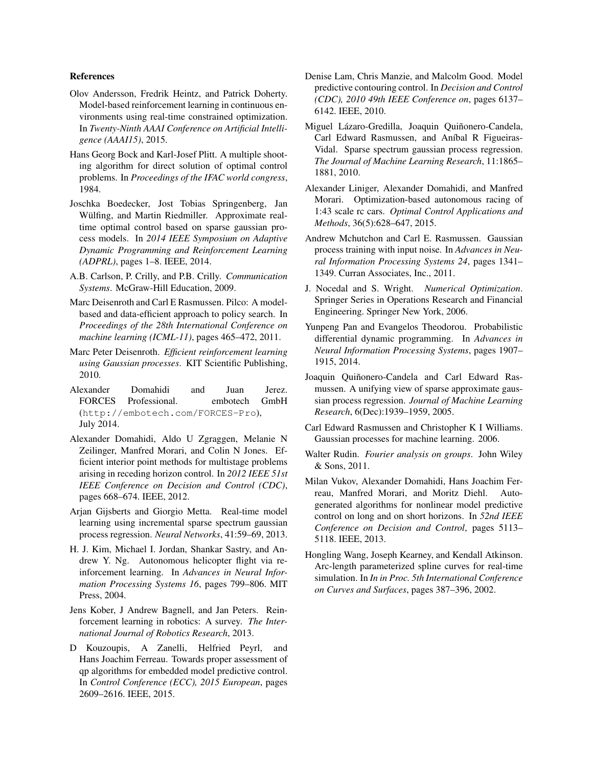### References

Olov Andersson, Fredrik Heintz, and Patrick Doherty. Model-based reinforcement learning in continuous environments using real-time constrained optimization. In *Twenty-Ninth AAAI Conference on Artificial Intelligence (AAAI15)*, 2015.

Hans Georg Bock and Karl-Josef Plitt. A multiple shooting algorithm for direct solution of optimal control problems. In *Proceedings of the IFAC world congress*, 1984.

Joschka Boedecker, Jost Tobias Springenberg, Jan Wülfing, and Martin Riedmiller. Approximate real-time optimal control based on sparse gaussian process models. In *2014 IEEE Symposium on Adaptive Dynamic Programming and Reinforcement Learning (ADPRL)*, pages 1–8. IEEE, 2014.

A.B. Carlson, P. Crilly, and P.B. Crilly. *Communication Systems*. McGraw-Hill Education, 2009.

Marc Deisenroth and Carl E Rasmussen. Pilco: A model-based and data-efficient approach to policy search. In *Proceedings of the 28th International Conference on machine learning (ICML-11)*, pages 465–472, 2011.

Marc Peter Deisenroth. *Efficient reinforcement learning using Gaussian processes*. KIT Scientific Publishing, 2010.

Alexander Domahidi and Juan Jerez. FORCES Professional. embotech GmbH (`http://embotech.com/FORCES-Pro`), July 2014.

Alexander Domahidi, Aldo U Zgraggen, Melanie N Zeilinger, Manfred Morari, and Colin N Jones. Efficient interior point methods for multistage problems arising in receding horizon control. In *2012 IEEE 51st IEEE Conference on Decision and Control (CDC)*, pages 668–674. IEEE, 2012.

Arjan Gijsberts and Giorgio Metta. Real-time model learning using incremental sparse spectrum gaussian process regression. *Neural Networks*, 41:59–69, 2013.

H. J. Kim, Michael I. Jordan, Shankar Sastry, and Andrew Y. Ng. Autonomous helicopter flight via reinforcement learning. In *Advances in Neural Information Processing Systems 16*, pages 799–806. MIT Press, 2004.

Jens Kober, J Andrew Bagnell, and Jan Peters. Reinforcement learning in robotics: A survey. *The International Journal of Robotics Research*, 2013.

D Kouzoupis, A Zanelli, Helfried Peyrl, and Hans Joachim Ferreau. Towards proper assessment of qp algorithms for embedded model predictive control. In *Control Conference (ECC), 2015 European*, pages 2609–2616. IEEE, 2015.

Denise Lam, Chris Manzie, and Malcolm Good. Model predictive contouring control. In *Decision and Control (CDC), 2010 49th IEEE Conference on*, pages 6137–6142. IEEE, 2010.

Miguel Lázaro-Gredilla, Joaquin Quiñonero-Candela, Carl Edward Rasmussen, and Aníbal R Figueiras-Vidal. Sparse spectrum gaussian process regression. *The Journal of Machine Learning Research*, 11:1865–1881, 2010.

Alexander Liniger, Alexander Domahidi, and Manfred Morari. Optimization-based autonomous racing of 1:43 scale rc cars. *Optimal Control Applications and Methods*, 36(5):628–647, 2015.

Andrew Mchutchon and Carl E. Rasmussen. Gaussian process training with input noise. In *Advances in Neural Information Processing Systems 24*, pages 1341–1349. Curran Associates, Inc., 2011.

J. Nocedal and S. Wright. *Numerical Optimization*. Springer Series in Operations Research and Financial Engineering. Springer New York, 2006.

Yunpeng Pan and Evangelos Theodorou. Probabilistic differential dynamic programming. In *Advances in Neural Information Processing Systems*, pages 1907–1915, 2014.

Joaquin Quiñonero-Candela and Carl Edward Rasmussen. A unifying view of sparse approximate gaussian process regression. *Journal of Machine Learning Research*, 6(Dec):1939–1959, 2005.

Carl Edward Rasmussen and Christopher K I Williams. Gaussian processes for machine learning. 2006.

Walter Rudin. *Fourier analysis on groups*. John Wiley & Sons, 2011.

Milan Vukov, Alexander Domahidi, Hans Joachim Ferreau, Manfred Morari, and Moritz Diehl. Auto-generated algorithms for nonlinear model predictive control on long and on short horizons. In *52nd IEEE Conference on Decision and Control*, pages 5113–5118. IEEE, 2013.

Hongling Wang, Joseph Kearney, and Kendall Atkinson. Arc-length parameterized spline curves for real-time simulation. In *In in Proc. 5th International Conference on Curves and Surfaces*, pages 387–396, 2002.